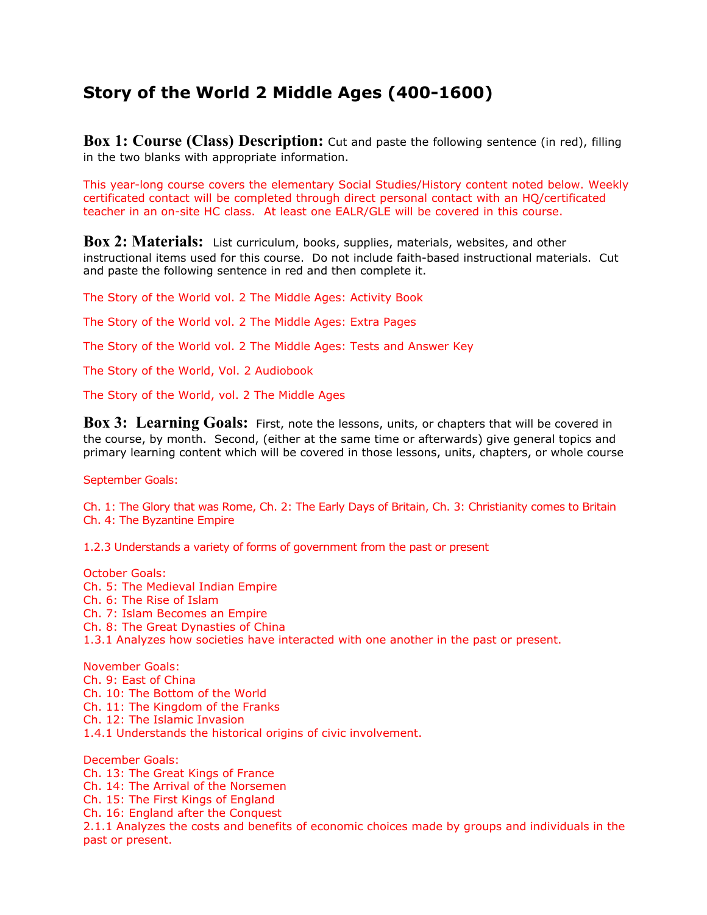# Story of the World 2 Middle Ages (400-1600)

**Box 1: Course (Class) Description:** Cut and paste the following sentence (in red), filling in the two blanks with appropriate information.

This year-long course covers the elementary Social Studies/History content noted below. Weekly certificated contact will be completed through direct personal contact with an HQ/certificated teacher in an on-site HC class. At least one EALR/GLE will be covered in this course.

**Box 2: Materials:** List curriculum, books, supplies, materials, websites, and other instructional items used for this course. Do not include faith-based instructional materials. Cut and paste the following sentence in red and then complete it.

The Story of the World vol. 2 The Middle Ages: Activity Book

The Story of the World vol. 2 The Middle Ages: Extra Pages

The Story of the World vol. 2 The Middle Ages: Tests and Answer Key

The Story of the World, Vol. 2 Audiobook

The Story of the World, vol. 2 The Middle Ages

**Box 3: Learning Goals:** First, note the lessons, units, or chapters that will be covered in the course, by month. Second, (either at the same time or afterwards) give general topics and primary learning content which will be covered in those lessons, units, chapters, or whole course

September Goals:

Ch. 1: The Glory that was Rome, Ch. 2: The Early Days of Britain, Ch. 3: Christianity comes to Britain
Ch. 4: The Byzantine Empire

1.2.3 Understands a variety of forms of government from the past or present

October Goals:
Ch. 5: The Medieval Indian Empire
Ch. 6: The Rise of Islam
Ch. 7: Islam Becomes an Empire
Ch. 8: The Great Dynasties of China
1.3.1 Analyzes how societies have interacted with one another in the past or present.

November Goals:
Ch. 9: East of China
Ch. 10: The Bottom of the World
Ch. 11: The Kingdom of the Franks
Ch. 12: The Islamic Invasion
1.4.1 Understands the historical origins of civic involvement.

December Goals:
Ch. 13: The Great Kings of France
Ch. 14: The Arrival of the Norsemen
Ch. 15: The First Kings of England
Ch. 16: England after the Conquest
2.1.1 Analyzes the costs and benefits of economic choices made by groups and individuals in the past or present.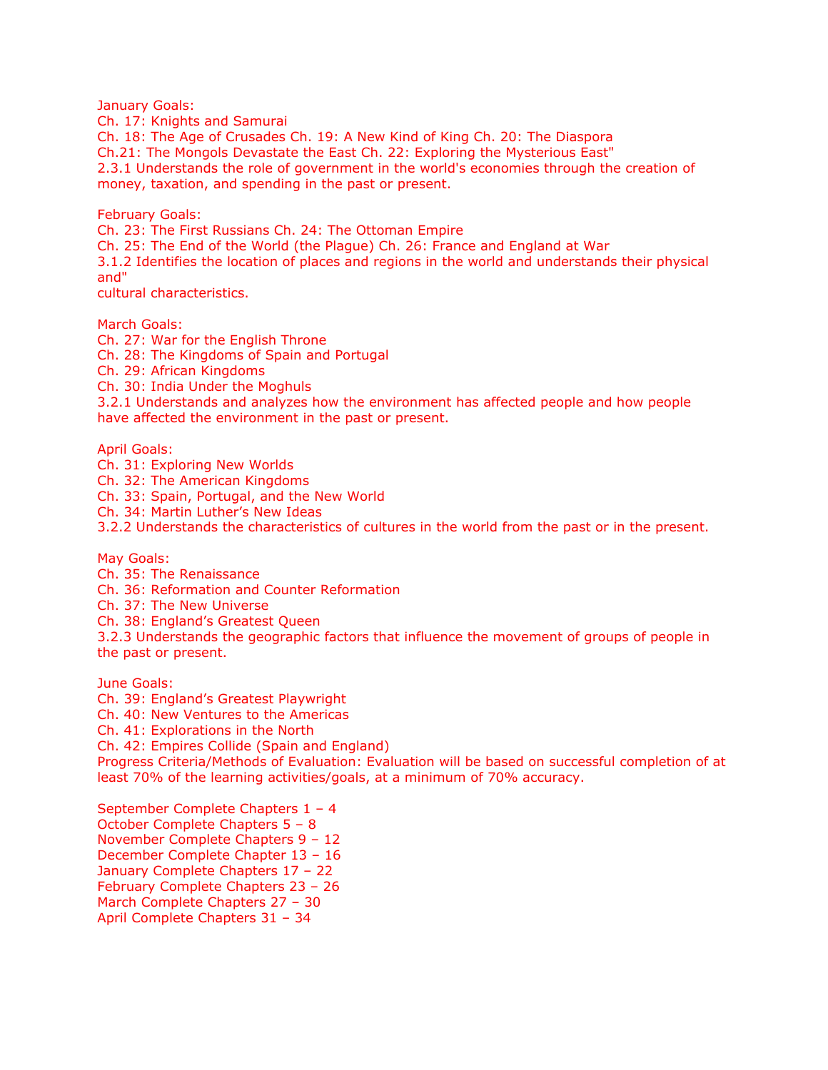January Goals:
Ch. 17: Knights and Samurai
Ch. 18: The Age of Crusades Ch. 19: A New Kind of King Ch. 20: The Diaspora
Ch.21: The Mongols Devastate the East Ch. 22: Exploring the Mysterious East"
2.3.1 Understands the role of government in the world's economies through the creation of money, taxation, and spending in the past or present.

February Goals:
Ch. 23: The First Russians Ch. 24: The Ottoman Empire
Ch. 25: The End of the World (the Plague) Ch. 26: France and England at War
3.1.2 Identifies the location of places and regions in the world and understands their physical and"
cultural characteristics.

March Goals:
Ch. 27: War for the English Throne
Ch. 28: The Kingdoms of Spain and Portugal
Ch. 29: African Kingdoms
Ch. 30: India Under the Moghuls
3.2.1 Understands and analyzes how the environment has affected people and how people have affected the environment in the past or present.

April Goals:
Ch. 31: Exploring New Worlds
Ch. 32: The American Kingdoms
Ch. 33: Spain, Portugal, and the New World
Ch. 34: Martin Luther's New Ideas
3.2.2 Understands the characteristics of cultures in the world from the past or in the present.

May Goals:
Ch. 35: The Renaissance
Ch. 36: Reformation and Counter Reformation
Ch. 37: The New Universe
Ch. 38: England's Greatest Queen
3.2.3 Understands the geographic factors that influence the movement of groups of people in the past or present.

June Goals:
Ch. 39: England's Greatest Playwright
Ch. 40: New Ventures to the Americas
Ch. 41: Explorations in the North
Ch. 42: Empires Collide (Spain and England)
Progress Criteria/Methods of Evaluation: Evaluation will be based on successful completion of at least 70% of the learning activities/goals, at a minimum of 70% accuracy.

September Complete Chapters 1 – 4
October Complete Chapters 5 – 8
November Complete Chapters 9 – 12
December Complete Chapter 13 – 16
January Complete Chapters 17 – 22
February Complete Chapters 23 – 26
March Complete Chapters 27 – 30
April Complete Chapters 31 – 34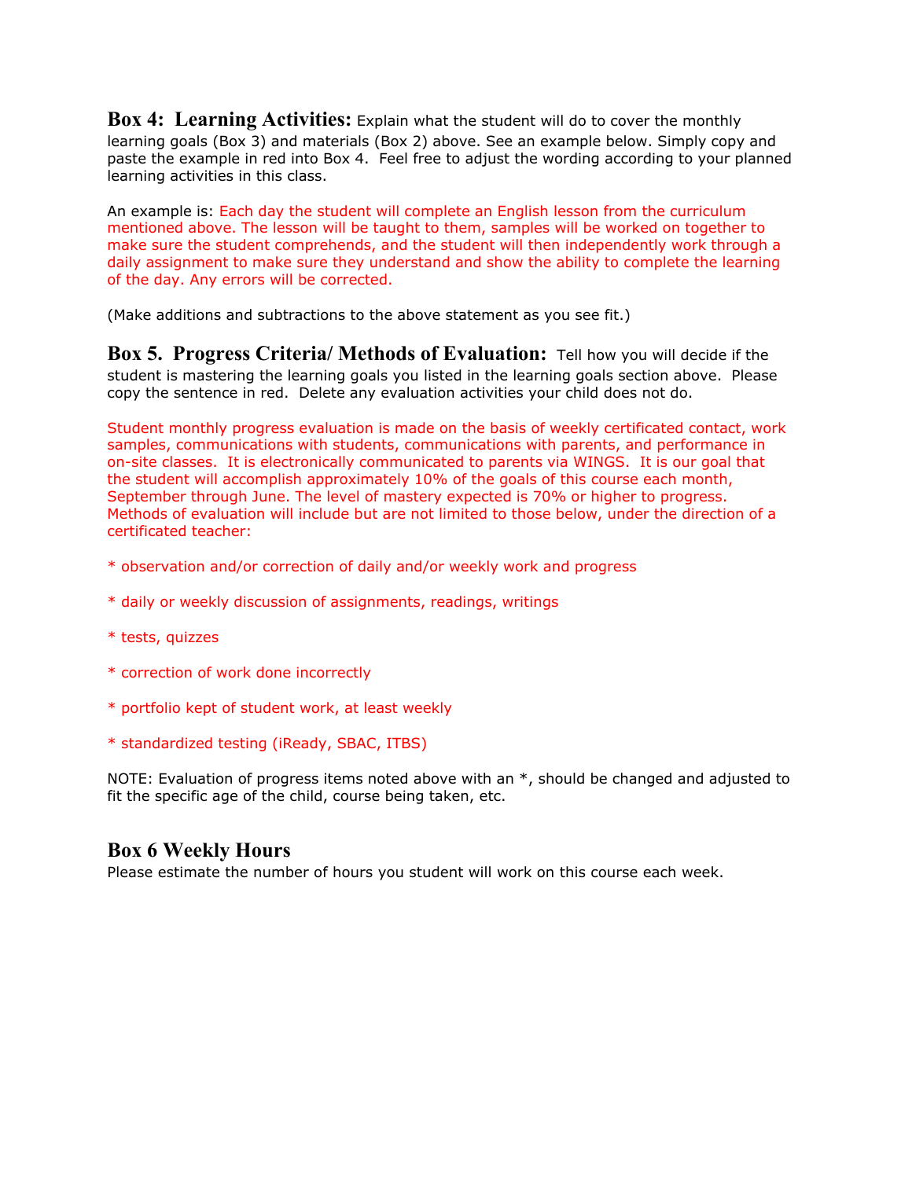**Box 4: Learning Activities:** Explain what the student will do to cover the monthly learning goals (Box 3) and materials (Box 2) above. See an example below. Simply copy and paste the example in red into Box 4. Feel free to adjust the wording according to your planned learning activities in this class.

An example is: Each day the student will complete an English lesson from the curriculum mentioned above. The lesson will be taught to them, samples will be worked on together to make sure the student comprehends, and the student will then independently work through a daily assignment to make sure they understand and show the ability to complete the learning of the day. Any errors will be corrected.

(Make additions and subtractions to the above statement as you see fit.)

**Box 5. Progress Criteria/ Methods of Evaluation:** Tell how you will decide if the student is mastering the learning goals you listed in the learning goals section above. Please copy the sentence in red. Delete any evaluation activities your child does not do.

Student monthly progress evaluation is made on the basis of weekly certificated contact, work samples, communications with students, communications with parents, and performance in on-site classes. It is electronically communicated to parents via WINGS. It is our goal that the student will accomplish approximately 10% of the goals of this course each month, September through June. The level of mastery expected is 70% or higher to progress. Methods of evaluation will include but are not limited to those below, under the direction of a certificated teacher:

* observation and/or correction of daily and/or weekly work and progress

* daily or weekly discussion of assignments, readings, writings

* tests, quizzes

* correction of work done incorrectly

* portfolio kept of student work, at least weekly

* standardized testing (iReady, SBAC, ITBS)

NOTE: Evaluation of progress items noted above with an *, should be changed and adjusted to fit the specific age of the child, course being taken, etc.

### Box 6 Weekly Hours

Please estimate the number of hours you student will work on this course each week.